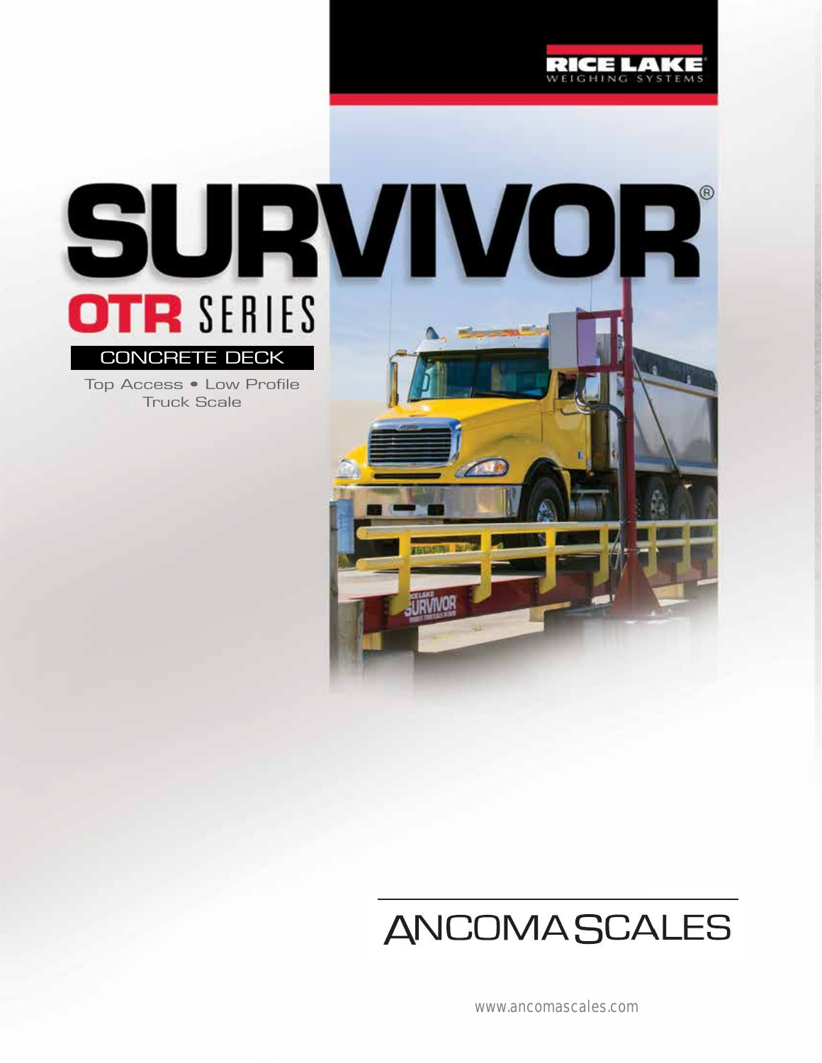RICE LAKE
WEIGHING SYSTEMS

# SURVIVOR®

## OTR SERIES

CONCRETE DECK

Top Access • Low Profile Truck Scale

ANCOMA SCALES

www.ancomascales.com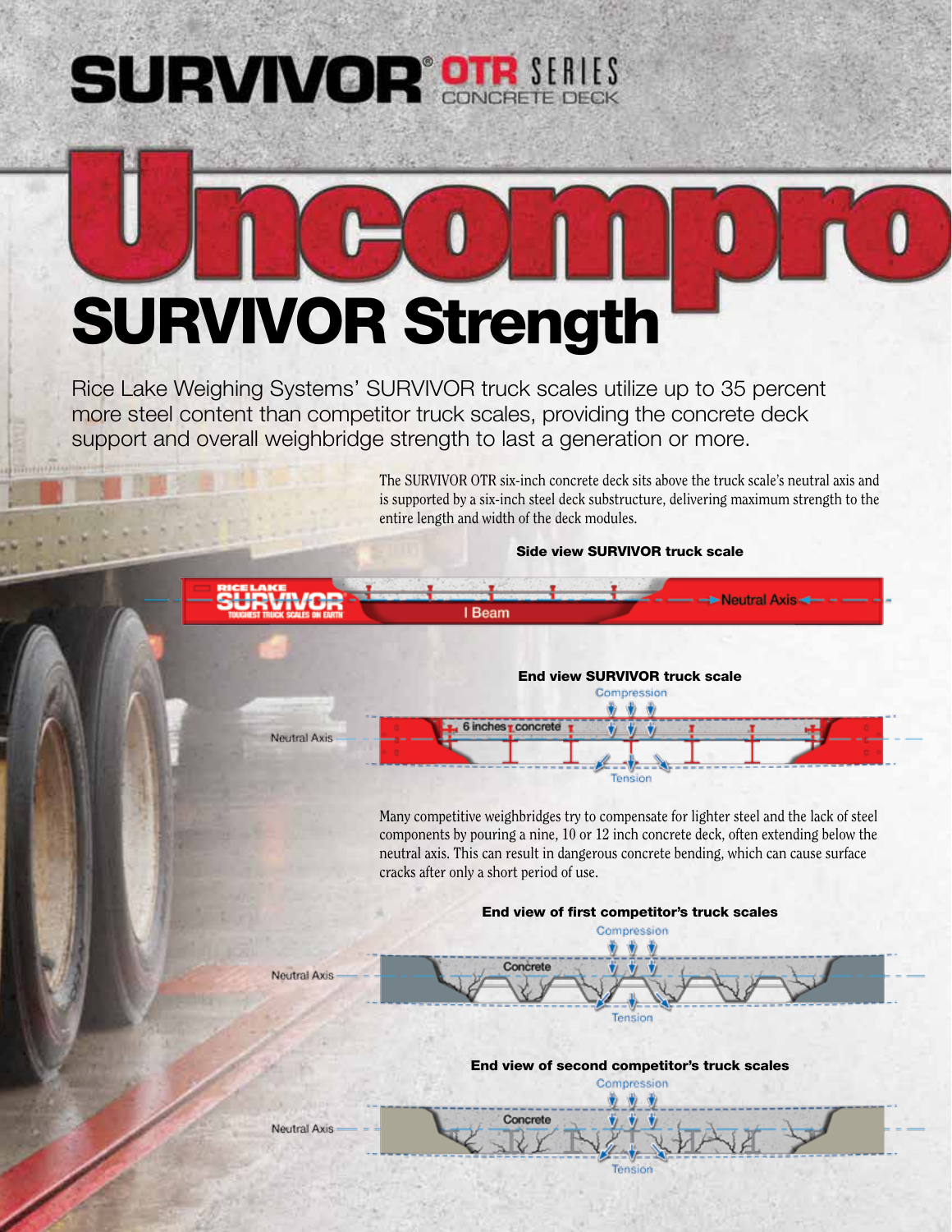# SURVIVOR® OTR SERIES CONCRETE DECK

# Uncompro

# SURVIVOR Strength

Rice Lake Weighing Systems' SURVIVOR truck scales utilize up to 35 percent more steel content than competitor truck scales, providing the concrete deck support and overall weighbridge strength to last a generation or more.

The SURVIVOR OTR six-inch concrete deck sits above the truck scale's neutral axis and is supported by a six-inch steel deck substructure, delivering maximum strength to the entire length and width of the deck modules.

**Side view SURVIVOR truck scale**

I Beam

Neutral Axis

**End view SURVIVOR truck scale**

Compression

Neutral Axis

6 inches concrete

Tension

Many competitive weighbridges try to compensate for lighter steel and the lack of steel components by pouring a nine, 10 or 12 inch concrete deck, often extending below the neutral axis. This can result in dangerous concrete bending, which can cause surface cracks after only a short period of use.

**End view of first competitor's truck scales**

Compression

Neutral Axis

Concrete

Tension

**End view of second competitor's truck scales**

Compression

Neutral Axis

Concrete

Tension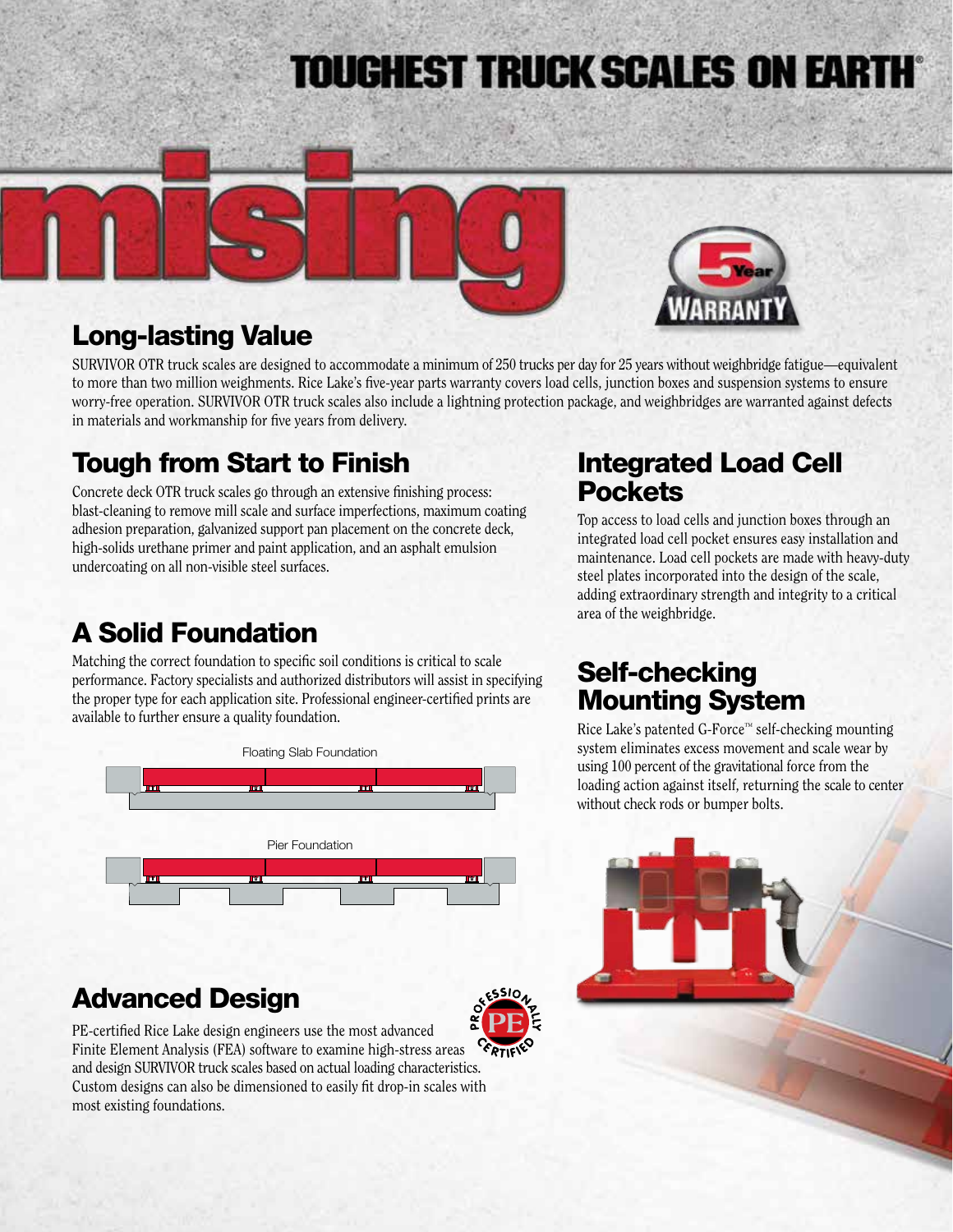# TOUGHEST TRUCK SCALES ON EARTH®

## Long-lasting Value

SURVIVOR OTR truck scales are designed to accommodate a minimum of 250 trucks per day for 25 years without weighbridge fatigue—equivalent to more than two million weighments. Rice Lake's five-year parts warranty covers load cells, junction boxes and suspension systems to ensure worry-free operation. SURVIVOR OTR truck scales also include a lightning protection package, and weighbridges are warranted against defects in materials and workmanship for five years from delivery.

## Tough from Start to Finish

Concrete deck OTR truck scales go through an extensive finishing process: blast-cleaning to remove mill scale and surface imperfections, maximum coating adhesion preparation, galvanized support pan placement on the concrete deck, high-solids urethane primer and paint application, and an asphalt emulsion undercoating on all non-visible steel surfaces.

## A Solid Foundation

Matching the correct foundation to specific soil conditions is critical to scale performance. Factory specialists and authorized distributors will assist in specifying the proper type for each application site. Professional engineer-certified prints are available to further ensure a quality foundation.

Floating Slab Foundation

Pier Foundation

## Integrated Load Cell Pockets

Top access to load cells and junction boxes through an integrated load cell pocket ensures easy installation and maintenance. Load cell pockets are made with heavy-duty steel plates incorporated into the design of the scale, adding extraordinary strength and integrity to a critical area of the weighbridge.

## Self-checking Mounting System

Rice Lake's patented G-Force™ self-checking mounting system eliminates excess movement and scale wear by using 100 percent of the gravitational force from the loading action against itself, returning the scale to center without check rods or bumper bolts.

## Advanced Design

PE-certified Rice Lake design engineers use the most advanced Finite Element Analysis (FEA) software to examine high-stress areas and design SURVIVOR truck scales based on actual loading characteristics. Custom designs can also be dimensioned to easily fit drop-in scales with most existing foundations.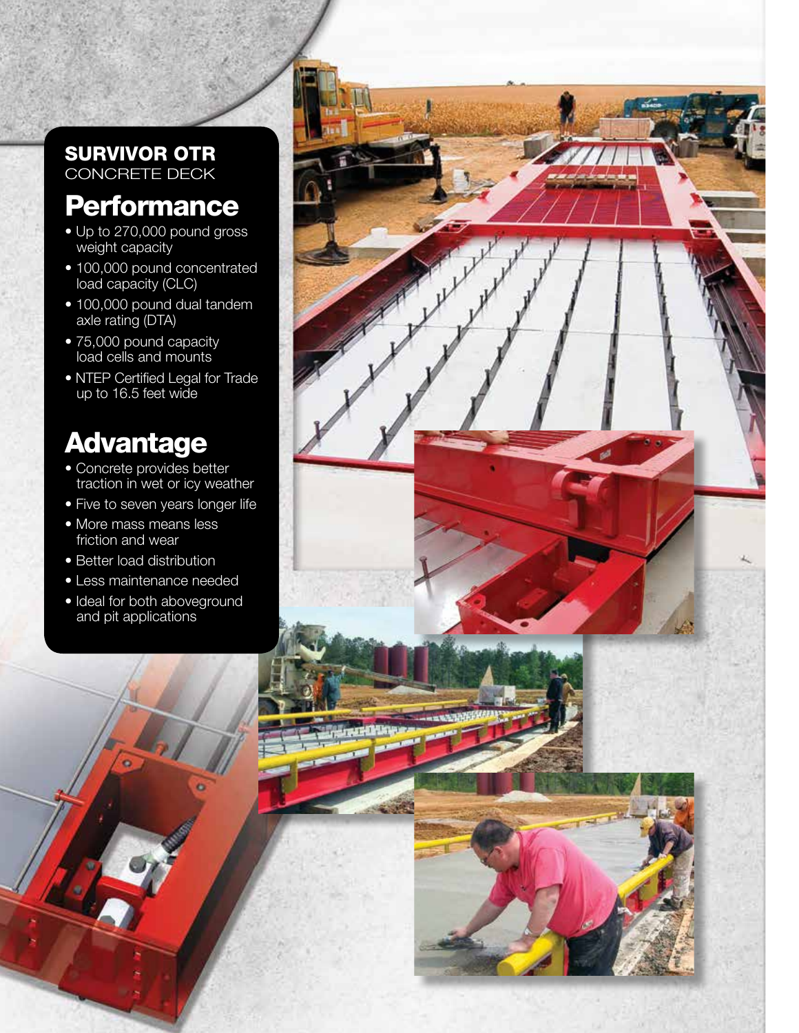## SURVIVOR OTR
CONCRETE DECK

## Performance

- Up to 270,000 pound gross weight capacity
- 100,000 pound concentrated load capacity (CLC)
- 100,000 pound dual tandem axle rating (DTA)
- 75,000 pound capacity load cells and mounts
- NTEP Certified Legal for Trade up to 16.5 feet wide

## Advantage

- Concrete provides better traction in wet or icy weather
- Five to seven years longer life
- More mass means less friction and wear
- Better load distribution
- Less maintenance needed
- Ideal for both aboveground and pit applications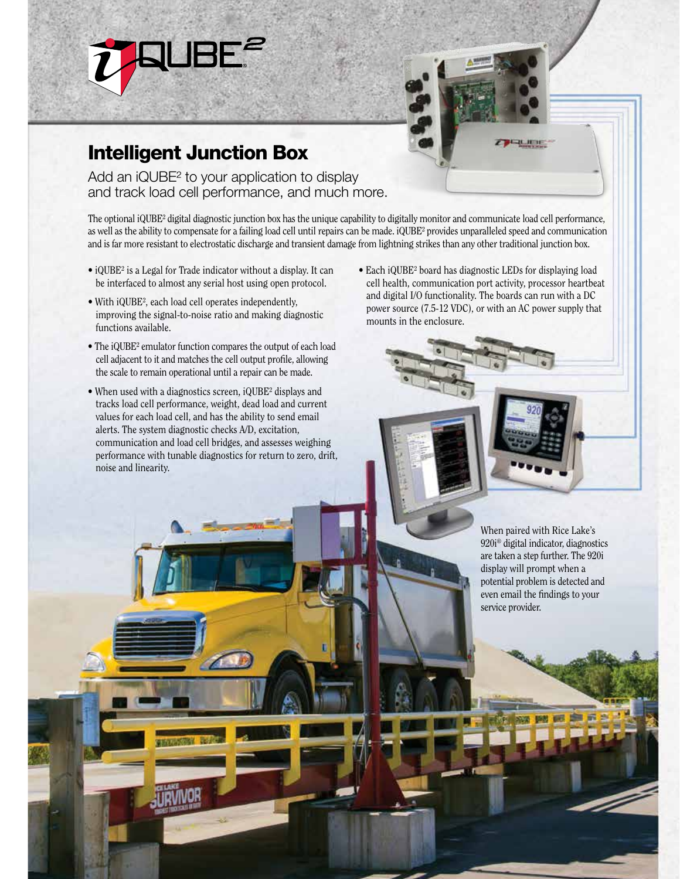# iQUBE²

## Intelligent Junction Box

Add an iQUBE² to your application to display and track load cell performance, and much more.

The optional iQUBE² digital diagnostic junction box has the unique capability to digitally monitor and communicate load cell performance, as well as the ability to compensate for a failing load cell until repairs can be made. iQUBE² provides unparalleled speed and communication and is far more resistant to electrostatic discharge and transient damage from lightning strikes than any other traditional junction box.

- iQUBE² is a Legal for Trade indicator without a display. It can be interfaced to almost any serial host using open protocol.
- With iQUBE², each load cell operates independently, improving the signal-to-noise ratio and making diagnostic functions available.
- The iQUBE² emulator function compares the output of each load cell adjacent to it and matches the cell output profile, allowing the scale to remain operational until a repair can be made.
- When used with a diagnostics screen, iQUBE² displays and tracks load cell performance, weight, dead load and current values for each load cell, and has the ability to send email alerts. The system diagnostic checks A/D, excitation, communication and load cell bridges, and assesses weighing performance with tunable diagnostics for return to zero, drift, noise and linearity.
- Each iQUBE² board has diagnostic LEDs for displaying load cell health, communication port activity, processor heartbeat and digital I/O functionality. The boards can run with a DC power source (7.5-12 VDC), or with an AC power supply that mounts in the enclosure.

When paired with Rice Lake's 920i® digital indicator, diagnostics are taken a step further. The 920i display will prompt when a potential problem is detected and even email the findings to your service provider.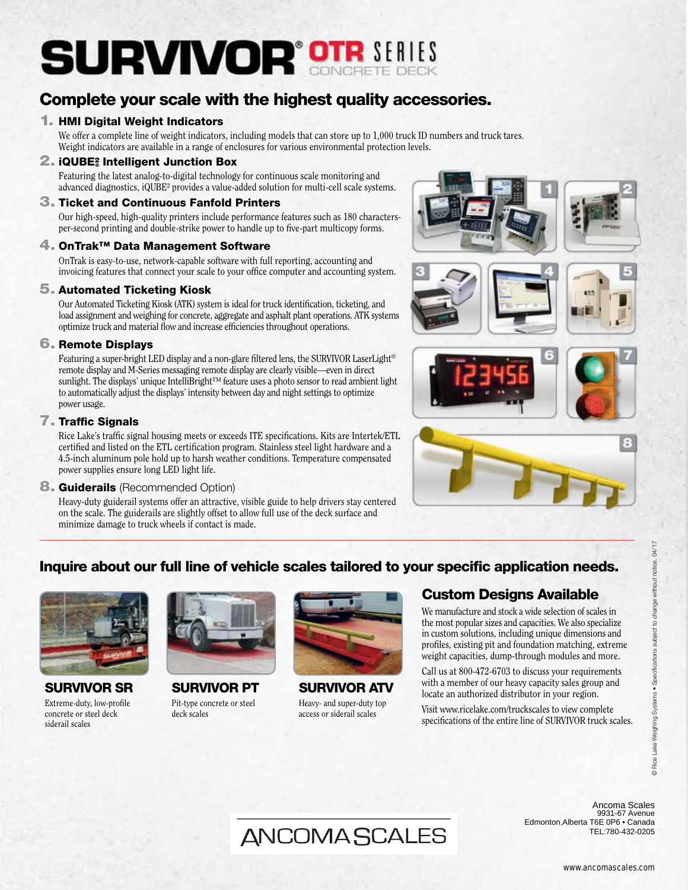# SURVIVOR® OTR SERIES CONCRETE DECK

## Complete your scale with the highest quality accessories.

### 1. HMI Digital Weight Indicators

We offer a complete line of weight indicators, including models that can store up to 1,000 truck ID numbers and truck tares. Weight indicators are available in a range of enclosures for various environmental protection levels.

### 2. iQUBE² Intelligent Junction Box

Featuring the latest analog-to-digital technology for continuous scale monitoring and advanced diagnostics, iQUBE² provides a value-added solution for multi-cell scale systems.

### 3. Ticket and Continuous Fanfold Printers

Our high-speed, high-quality printers include performance features such as 180 characters-per-second printing and double-strike power to handle up to five-part multicopy forms.

### 4. OnTrak™ Data Management Software

OnTrak is easy-to-use, network-capable software with full reporting, accounting and invoicing features that connect your scale to your office computer and accounting system.

### 5. Automated Ticketing Kiosk

Our Automated Ticketing Kiosk (ATK) system is ideal for truck identification, ticketing, and load assignment and weighing for concrete, aggregate and asphalt plant operations. ATK systems optimize truck and material flow and increase efficiencies throughout operations.

### 6. Remote Displays

Featuring a super-bright LED display and a non-glare filtered lens, the SURVIVOR LaserLight® remote display and M-Series messaging remote display are clearly visible—even in direct sunlight. The displays' unique IntelliBright™ feature uses a photo sensor to read ambient light to automatically adjust the displays' intensity between day and night settings to optimize power usage.

### 7. Traffic Signals

Rice Lake's traffic signal housing meets or exceeds ITE specifications. Kits are Intertek/ETL certified and listed on the ETL certification program. Stainless steel light hardware and a 4.5-inch aluminum pole hold up to harsh weather conditions. Temperature compensated power supplies ensure long LED light life.

### 8. Guiderails (Recommended Option)

Heavy-duty guiderail systems offer an attractive, visible guide to help drivers stay centered on the scale. The guiderails are slightly offset to allow full use of the deck surface and minimize damage to truck wheels if contact is made.

## Inquire about our full line of vehicle scales tailored to your specific application needs.

### SURVIVOR SR

Extreme-duty, low-profile concrete or steel deck siderail scales

### SURVIVOR PT

Pit-type concrete or steel deck scales

### SURVIVOR ATV

Heavy- and super-duty top access or siderail scales

## Custom Designs Available

We manufacture and stock a wide selection of scales in the most popular sizes and capacities. We also specialize in custom solutions, including unique dimensions and profiles, existing pit and foundation matching, extreme weight capacities, dump-through modules and more.

Call us at 800-472-6703 to discuss your requirements with a member of our heavy capacity sales group and locate an authorized distributor in your region.

Visit www.ricelake.com/truckscales to view complete specifications of the entire line of SURVIVOR truck scales.

© Rice Lake Weighing Systems • Specifications subject to change without notice. 04/17

ANCOMA SCALES

Ancoma Scales
9931-67 Avenue
Edmonton,Alberta T6E 0P6 • Canada
TEL:780-432-0205

www.ancomascales.com